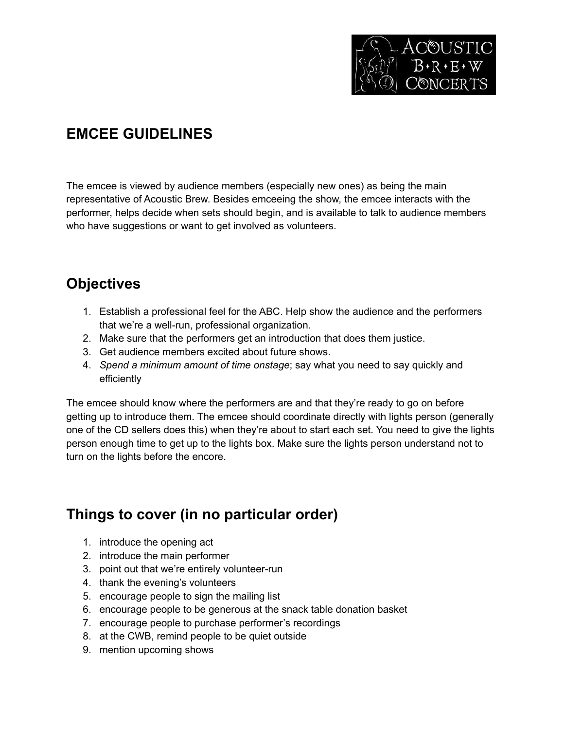# EMCEE GUIDELINES

The emcee is viewed by audience members (especially new ones) as being the main representative of Acoustic Brew. Besides emceeing the show, the emcee interacts with the performer, helps decide when sets should begin, and is available to talk to audience members who have suggestions or want to get involved as volunteers.

## Objectives

1. Establish a professional feel for the ABC. Help show the audience and the performers that we're a well-run, professional organization.
2. Make sure that the performers get an introduction that does them justice.
3. Get audience members excited about future shows.
4. *Spend a minimum amount of time onstage*; say what you need to say quickly and efficiently

The emcee should know where the performers are and that they're ready to go on before getting up to introduce them. The emcee should coordinate directly with lights person (generally one of the CD sellers does this) when they're about to start each set. You need to give the lights person enough time to get up to the lights box. Make sure the lights person understand not to turn on the lights before the encore.

## Things to cover (in no particular order)

1. introduce the opening act
2. introduce the main performer
3. point out that we're entirely volunteer-run
4. thank the evening's volunteers
5. encourage people to sign the mailing list
6. encourage people to be generous at the snack table donation basket
7. encourage people to purchase performer's recordings
8. at the CWB, remind people to be quiet outside
9. mention upcoming shows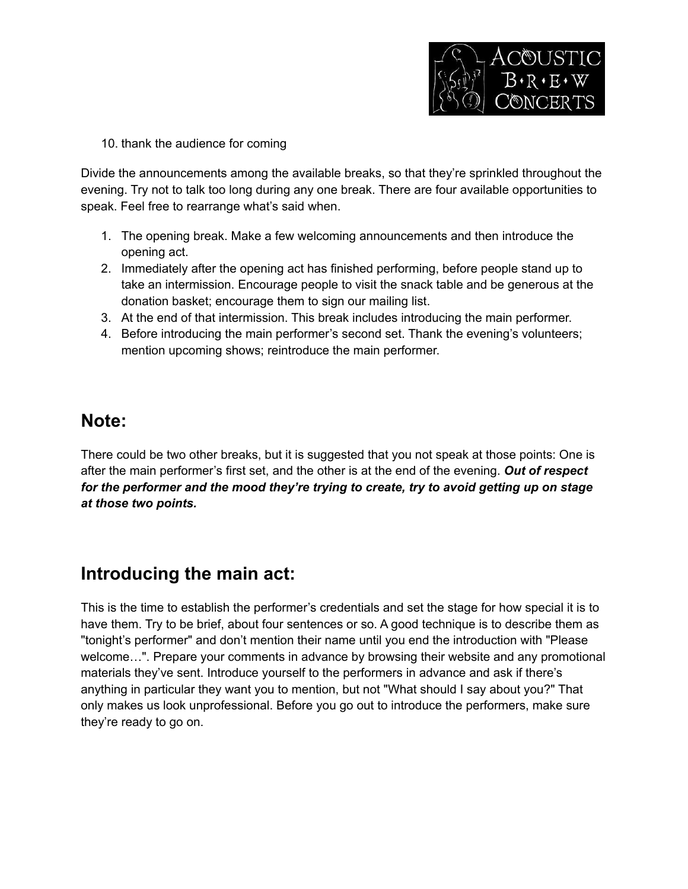10. thank the audience for coming

Divide the announcements among the available breaks, so that they're sprinkled throughout the evening. Try not to talk too long during any one break. There are four available opportunities to speak. Feel free to rearrange what's said when.

1. The opening break. Make a few welcoming announcements and then introduce the opening act.
2. Immediately after the opening act has finished performing, before people stand up to take an intermission. Encourage people to visit the snack table and be generous at the donation basket; encourage them to sign our mailing list.
3. At the end of that intermission. This break includes introducing the main performer.
4. Before introducing the main performer's second set. Thank the evening's volunteers; mention upcoming shows; reintroduce the main performer.

## Note:

There could be two other breaks, but it is suggested that you not speak at those points: One is after the main performer's first set, and the other is at the end of the evening. ***Out of respect for the performer and the mood they're trying to create, try to avoid getting up on stage at those two points.***

## Introducing the main act:

This is the time to establish the performer's credentials and set the stage for how special it is to have them. Try to be brief, about four sentences or so. A good technique is to describe them as "tonight's performer" and don't mention their name until you end the introduction with "Please welcome…". Prepare your comments in advance by browsing their website and any promotional materials they've sent. Introduce yourself to the performers in advance and ask if there's anything in particular they want you to mention, but not "What should I say about you?" That only makes us look unprofessional. Before you go out to introduce the performers, make sure they're ready to go on.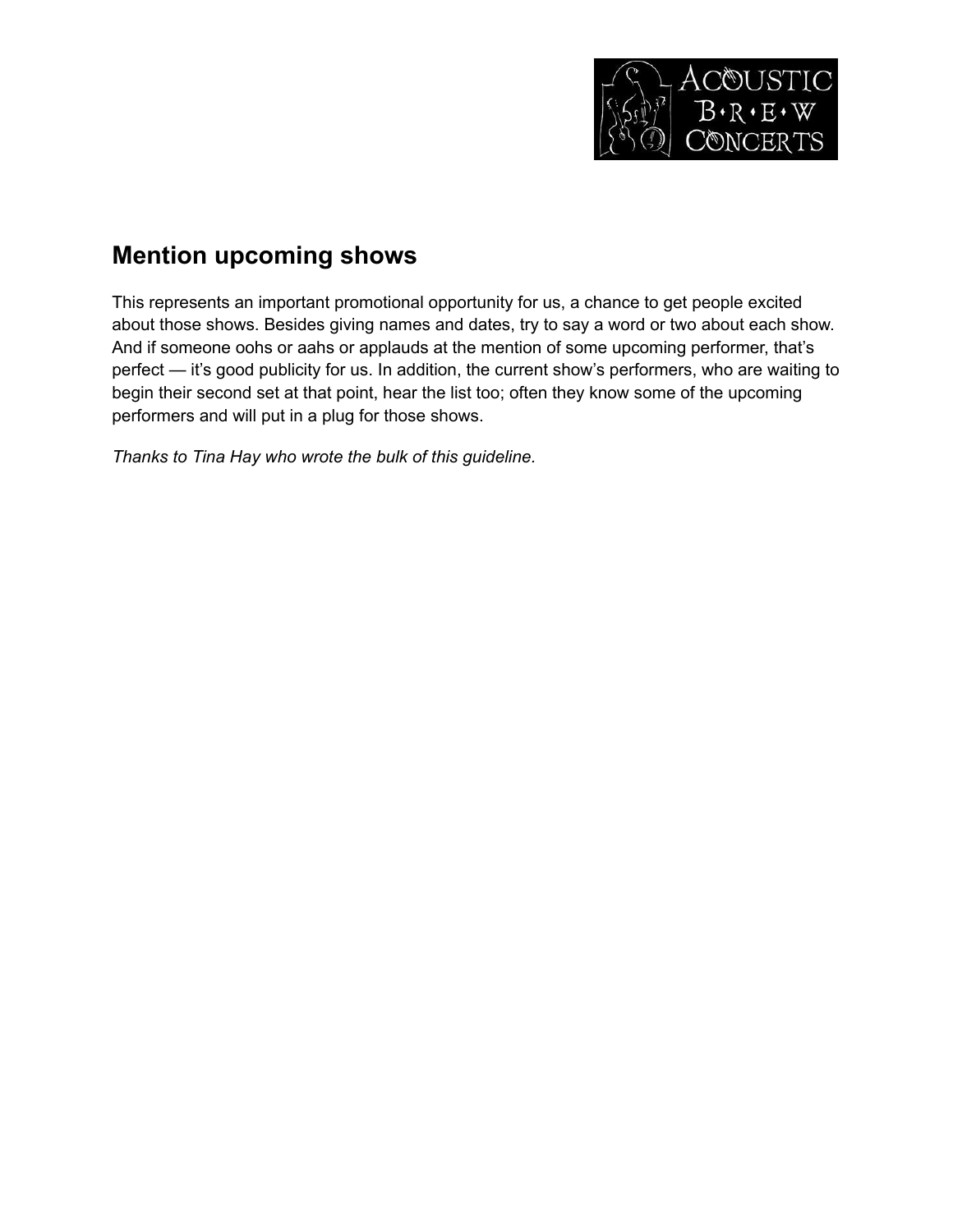## Mention upcoming shows

This represents an important promotional opportunity for us, a chance to get people excited about those shows. Besides giving names and dates, try to say a word or two about each show. And if someone oohs or aahs or applauds at the mention of some upcoming performer, that's perfect — it's good publicity for us. In addition, the current show's performers, who are waiting to begin their second set at that point, hear the list too; often they know some of the upcoming performers and will put in a plug for those shows.

*Thanks to Tina Hay who wrote the bulk of this guideline.*